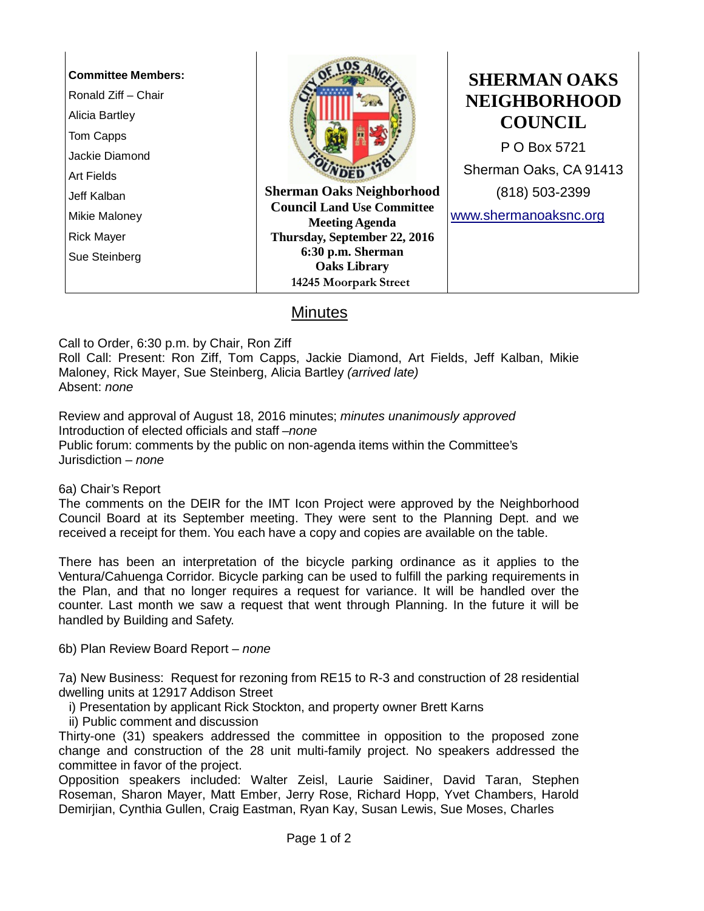**Committee Members:**

Ronald Ziff – Chair
Alicia Bartley
Tom Capps
Jackie Diamond
Art Fields
Jeff Kalban
Mikie Maloney
Rick Mayer
Sue Steinberg

**Sherman Oaks Neighborhood Council Land Use Committee Meeting Agenda**
**Thursday, September 22, 2016**
**6:30 p.m. Sherman Oaks Library**
**14245 Moorpark Street**

# SHERMAN OAKS NEIGHBORHOOD COUNCIL

P O Box 5721
Sherman Oaks, CA 91413
(818) 503-2399
www.shermanoaksnc.org

## Minutes

Call to Order, 6:30 p.m. by Chair, Ron Ziff
Roll Call: Present: Ron Ziff, Tom Capps, Jackie Diamond, Art Fields, Jeff Kalban, Mikie Maloney, Rick Mayer, Sue Steinberg, Alicia Bartley *(arrived late)*
Absent: *none*

Review and approval of August 18, 2016 minutes; *minutes unanimously approved*
Introduction of elected officials and staff –*none*
Public forum: comments by the public on non-agenda items within the Committee's Jurisdiction – *none*

6a) Chair's Report
The comments on the DEIR for the IMT Icon Project were approved by the Neighborhood Council Board at its September meeting. They were sent to the Planning Dept. and we received a receipt for them. You each have a copy and copies are available on the table.

There has been an interpretation of the bicycle parking ordinance as it applies to the Ventura/Cahuenga Corridor. Bicycle parking can be used to fulfill the parking requirements in the Plan, and that no longer requires a request for variance. It will be handled over the counter. Last month we saw a request that went through Planning. In the future it will be handled by Building and Safety.

6b) Plan Review Board Report – *none*

7a) New Business: Request for rezoning from RE15 to R-3 and construction of 28 residential dwelling units at 12917 Addison Street

i) Presentation by applicant Rick Stockton, and property owner Brett Karns
ii) Public comment and discussion

Thirty-one (31) speakers addressed the committee in opposition to the proposed zone change and construction of the 28 unit multi-family project. No speakers addressed the committee in favor of the project.
Opposition speakers included: Walter Zeisl, Laurie Saidiner, David Taran, Stephen Roseman, Sharon Mayer, Matt Ember, Jerry Rose, Richard Hopp, Yvet Chambers, Harold Demirjian, Cynthia Gullen, Craig Eastman, Ryan Kay, Susan Lewis, Sue Moses, Charles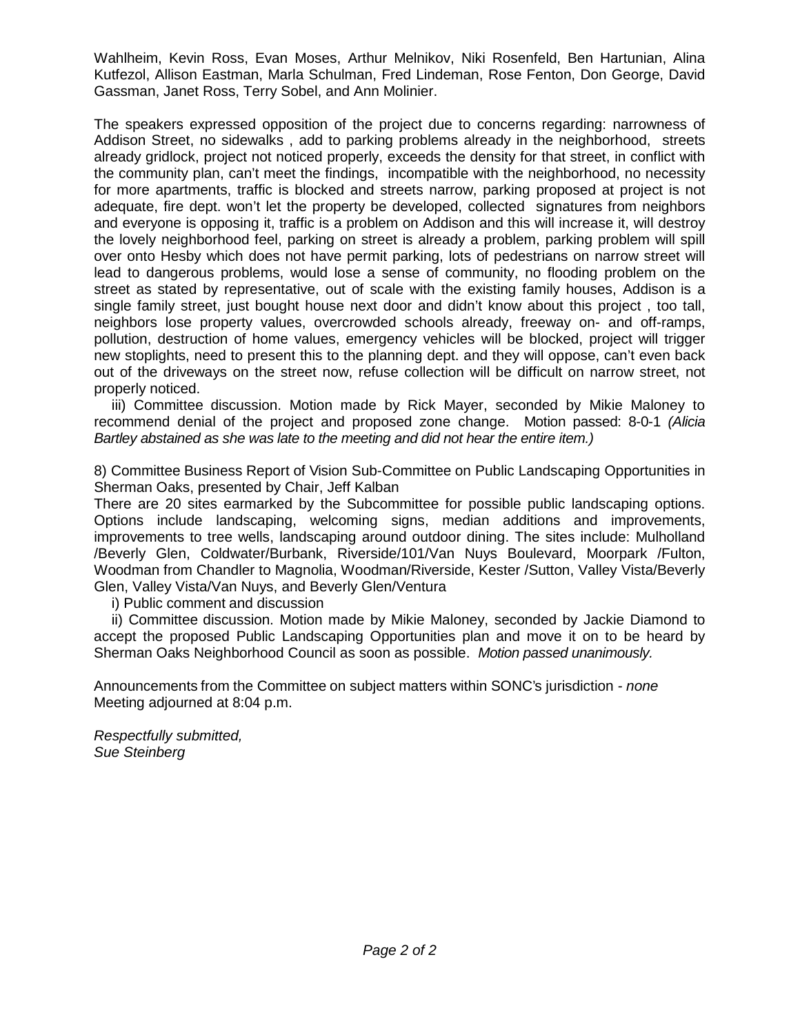Wahlheim, Kevin Ross, Evan Moses, Arthur Melnikov, Niki Rosenfeld, Ben Hartunian, Alina Kutfezol, Allison Eastman, Marla Schulman, Fred Lindeman, Rose Fenton, Don George, David Gassman, Janet Ross, Terry Sobel, and Ann Molinier.

The speakers expressed opposition of the project due to concerns regarding: narrowness of Addison Street, no sidewalks , add to parking problems already in the neighborhood, streets already gridlock, project not noticed properly, exceeds the density for that street, in conflict with the community plan, can't meet the findings, incompatible with the neighborhood, no necessity for more apartments, traffic is blocked and streets narrow, parking proposed at project is not adequate, fire dept. won't let the property be developed, collected signatures from neighbors and everyone is opposing it, traffic is a problem on Addison and this will increase it, will destroy the lovely neighborhood feel, parking on street is already a problem, parking problem will spill over onto Hesby which does not have permit parking, lots of pedestrians on narrow street will lead to dangerous problems, would lose a sense of community, no flooding problem on the street as stated by representative, out of scale with the existing family houses, Addison is a single family street, just bought house next door and didn't know about this project , too tall, neighbors lose property values, overcrowded schools already, freeway on- and off-ramps, pollution, destruction of home values, emergency vehicles will be blocked, project will trigger new stoplights, need to present this to the planning dept. and they will oppose, can't even back out of the driveways on the street now, refuse collection will be difficult on narrow street, not properly noticed.

iii) Committee discussion. Motion made by Rick Mayer, seconded by Mikie Maloney to recommend denial of the project and proposed zone change. Motion passed: 8-0-1 *(Alicia Bartley abstained as she was late to the meeting and did not hear the entire item.)*

8) Committee Business Report of Vision Sub-Committee on Public Landscaping Opportunities in Sherman Oaks, presented by Chair, Jeff Kalban

There are 20 sites earmarked by the Subcommittee for possible public landscaping options. Options include landscaping, welcoming signs, median additions and improvements, improvements to tree wells, landscaping around outdoor dining. The sites include: Mulholland /Beverly Glen, Coldwater/Burbank, Riverside/101/Van Nuys Boulevard, Moorpark /Fulton, Woodman from Chandler to Magnolia, Woodman/Riverside, Kester /Sutton, Valley Vista/Beverly Glen, Valley Vista/Van Nuys, and Beverly Glen/Ventura

i) Public comment and discussion

ii) Committee discussion. Motion made by Mikie Maloney, seconded by Jackie Diamond to accept the proposed Public Landscaping Opportunities plan and move it on to be heard by Sherman Oaks Neighborhood Council as soon as possible. *Motion passed unanimously.*

Announcements from the Committee on subject matters within SONC's jurisdiction - *none*
Meeting adjourned at 8:04 p.m.

*Respectfully submitted,*
*Sue Steinberg*